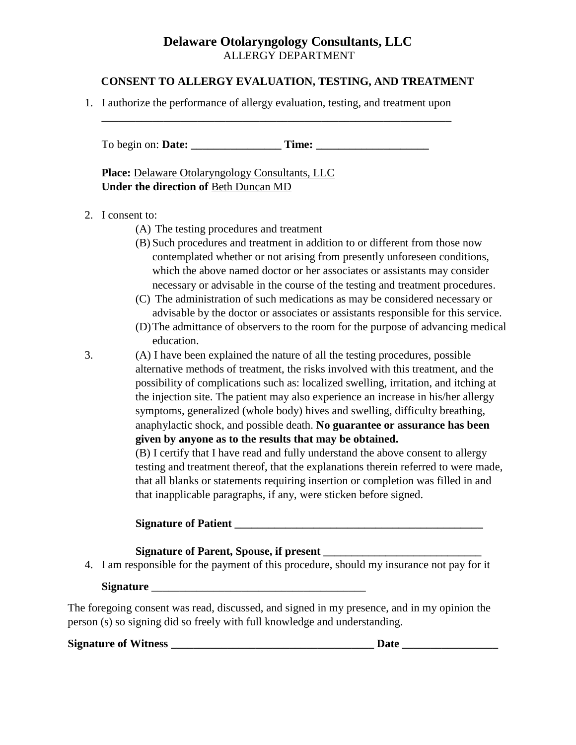# Delaware Otolaryngology Consultants, LLC

ALLERGY DEPARTMENT

## CONSENT TO ALLERGY EVALUATION, TESTING, AND TREATMENT

1. I authorize the performance of allergy evaluation, testing, and treatment upon ___________________________________________________________________

   To begin on: **Date: ________________ Time: ____________________**

   **Place:** Delaware Otolaryngology Consultants, LLC
   **Under the direction of** Beth Duncan MD

2. I consent to:
   - (A) The testing procedures and treatment
   - (B) Such procedures and treatment in addition to or different from those now contemplated whether or not arising from presently unforeseen conditions, which the above named doctor or her associates or assistants may consider necessary or advisable in the course of the testing and treatment procedures.
   - (C) The administration of such medications as may be considered necessary or advisable by the doctor or associates or assistants responsible for this service.
   - (D) The admittance of observers to the room for the purpose of advancing medical education.

3. (A) I have been explained the nature of all the testing procedures, possible alternative methods of treatment, the risks involved with this treatment, and the possibility of complications such as: localized swelling, irritation, and itching at the injection site. The patient may also experience an increase in his/her allergy symptoms, generalized (whole body) hives and swelling, difficulty breathing, anaphylactic shock, and possible death. **No guarantee or assurance has been given by anyone as to the results that may be obtained.**

   (B) I certify that I have read and fully understand the above consent to allergy testing and treatment thereof, that the explanations therein referred to were made, that all blanks or statements requiring insertion or completion was filled in and that inapplicable paragraphs, if any, were sticken before signed.

   **Signature of Patient ______________________________________________**

   **Signature of Parent, Spouse, if present ____________________________**

4. I am responsible for the payment of this procedure, should my insurance not pay for it

   **Signature** ______________________________________

The foregoing consent was read, discussed, and signed in my presence, and in my opinion the person (s) so signing did so freely with full knowledge and understanding.

**Signature of Witness ____________________________________ Date _________________**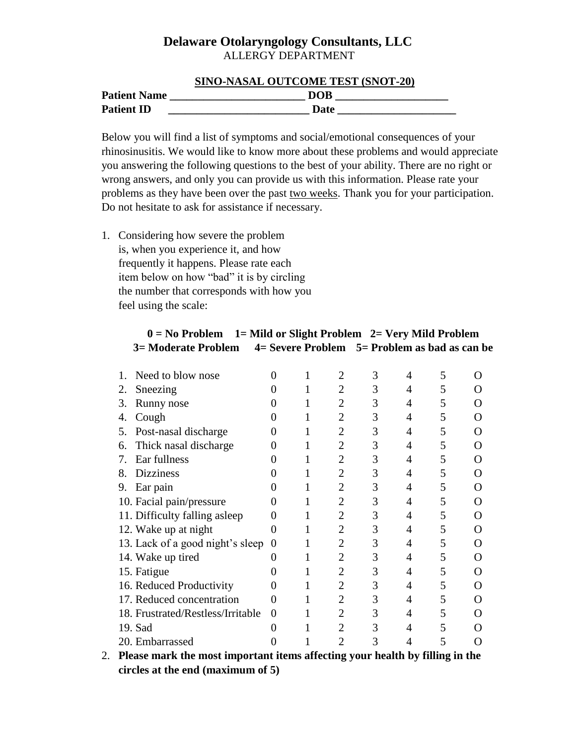# Delaware Otolaryngology Consultants, LLC

ALLERGY DEPARTMENT

## SINO-NASAL OUTCOME TEST (SNOT-20)

**Patient Name** ________________________ **DOB** ____________________

**Patient ID** ________________________ **Date** _____________________

Below you will find a list of symptoms and social/emotional consequences of your rhinosinusitis. We would like to know more about these problems and would appreciate you answering the following questions to the best of your ability. There are no right or wrong answers, and only you can provide us with this information. Please rate your problems as they have been over the past two weeks. Thank you for your participation. Do not hesitate to ask for assistance if necessary.

1. Considering how severe the problem is, when you experience it, and how frequently it happens. Please rate each item below on how "bad" it is by circling the number that corresponds with how you feel using the scale:

**0 = No Problem 1= Mild or Slight Problem 2= Very Mild Problem 3= Moderate Problem 4= Severe Problem 5= Problem as bad as can be**

| Item | | | | | | | |
|---|---|---|---|---|---|---|---|
| 1. Need to blow nose | 0 | 1 | 2 | 3 | 4 | 5 | O |
| 2. Sneezing | 0 | 1 | 2 | 3 | 4 | 5 | O |
| 3. Runny nose | 0 | 1 | 2 | 3 | 4 | 5 | O |
| 4. Cough | 0 | 1 | 2 | 3 | 4 | 5 | O |
| 5. Post-nasal discharge | 0 | 1 | 2 | 3 | 4 | 5 | O |
| 6. Thick nasal discharge | 0 | 1 | 2 | 3 | 4 | 5 | O |
| 7. Ear fullness | 0 | 1 | 2 | 3 | 4 | 5 | O |
| 8. Dizziness | 0 | 1 | 2 | 3 | 4 | 5 | O |
| 9. Ear pain | 0 | 1 | 2 | 3 | 4 | 5 | O |
| 10. Facial pain/pressure | 0 | 1 | 2 | 3 | 4 | 5 | O |
| 11. Difficulty falling asleep | 0 | 1 | 2 | 3 | 4 | 5 | O |
| 12. Wake up at night | 0 | 1 | 2 | 3 | 4 | 5 | O |
| 13. Lack of a good night's sleep | 0 | 1 | 2 | 3 | 4 | 5 | O |
| 14. Wake up tired | 0 | 1 | 2 | 3 | 4 | 5 | O |
| 15. Fatigue | 0 | 1 | 2 | 3 | 4 | 5 | O |
| 16. Reduced Productivity | 0 | 1 | 2 | 3 | 4 | 5 | O |
| 17. Reduced concentration | 0 | 1 | 2 | 3 | 4 | 5 | O |
| 18. Frustrated/Restless/Irritable | 0 | 1 | 2 | 3 | 4 | 5 | O |
| 19. Sad | 0 | 1 | 2 | 3 | 4 | 5 | O |
| 20. Embarrassed | 0 | 1 | 2 | 3 | 4 | 5 | O |

2. **Please mark the most important items affecting your health by filling in the circles at the end (maximum of 5)**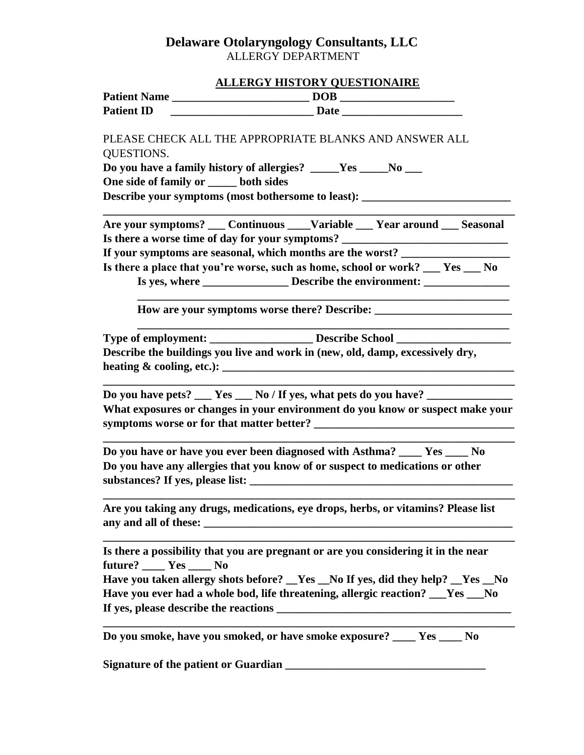# Delaware Otolaryngology Consultants, LLC

ALLERGY DEPARTMENT

## ALLERGY HISTORY QUESTIONAIRE

**Patient Name ________________________ DOB ____________________**
**Patient ID ________________________ Date _____________________**

PLEASE CHECK ALL THE APPROPRIATE BLANKS AND ANSWER ALL QUESTIONS.

**Do you have a family history of allergies? _____Yes _____No ___**
**One side of family or _____ both sides**
**Describe your symptoms (most bothersome to least): __________________________**
**__________________________________________________________________________**
**Are your symptoms? ___ Continuous ____Variable ___ Year around ___ Seasonal**
**Is there a worse time of day for your symptoms? _____________________________**
**If your symptoms are seasonal, which months are the worst? ___________________**
**Is there a place that you're worse, such as home, school or work? ___ Yes ___ No**

**Is yes, where _______________ Describe the environment: _______________**
**_________________________________________________________________**
**How are your symptoms worse there? Describe: ________________________**
**_________________________________________________________________**

**Type of employment: __________________ Describe School ___________________**
**Describe the buildings you live and work in (new, old, damp, excessively dry, heating & cooling, etc.): _____________________________________________________**
**__________________________________________________________________________**
**Do you have pets? ___ Yes ___ No / If yes, what pets do you have? _______________**
**What exposures or changes in your environment do you know or suspect make your symptoms worse or for that matter better? __________________________________**
**__________________________________________________________________________**
**Do you have or have you ever been diagnosed with Asthma? ____ Yes ____ No**
**Do you have any allergies that you know of or suspect to medications or other substances? If yes, please list: ______________________________________________**
**__________________________________________________________________________**
**Are you taking any drugs, medications, eye drops, herbs, or vitamins? Please list any and all of these: ________________________________________________________**
**__________________________________________________________________________**
**Is there a possibility that you are pregnant or are you considering it in the near future? ____ Yes ____ No**
**Have you taken allergy shots before? __Yes __No If yes, did they help? __Yes __No**
**Have you ever had a whole bod, life threatening, allergic reaction? ___Yes ___No**
**If yes, please describe the reactions _________________________________________**
**__________________________________________________________________________**
**Do you smoke, have you smoked, or have smoke exposure? ____ Yes ____ No**

**Signature of the patient or Guardian __________________________________**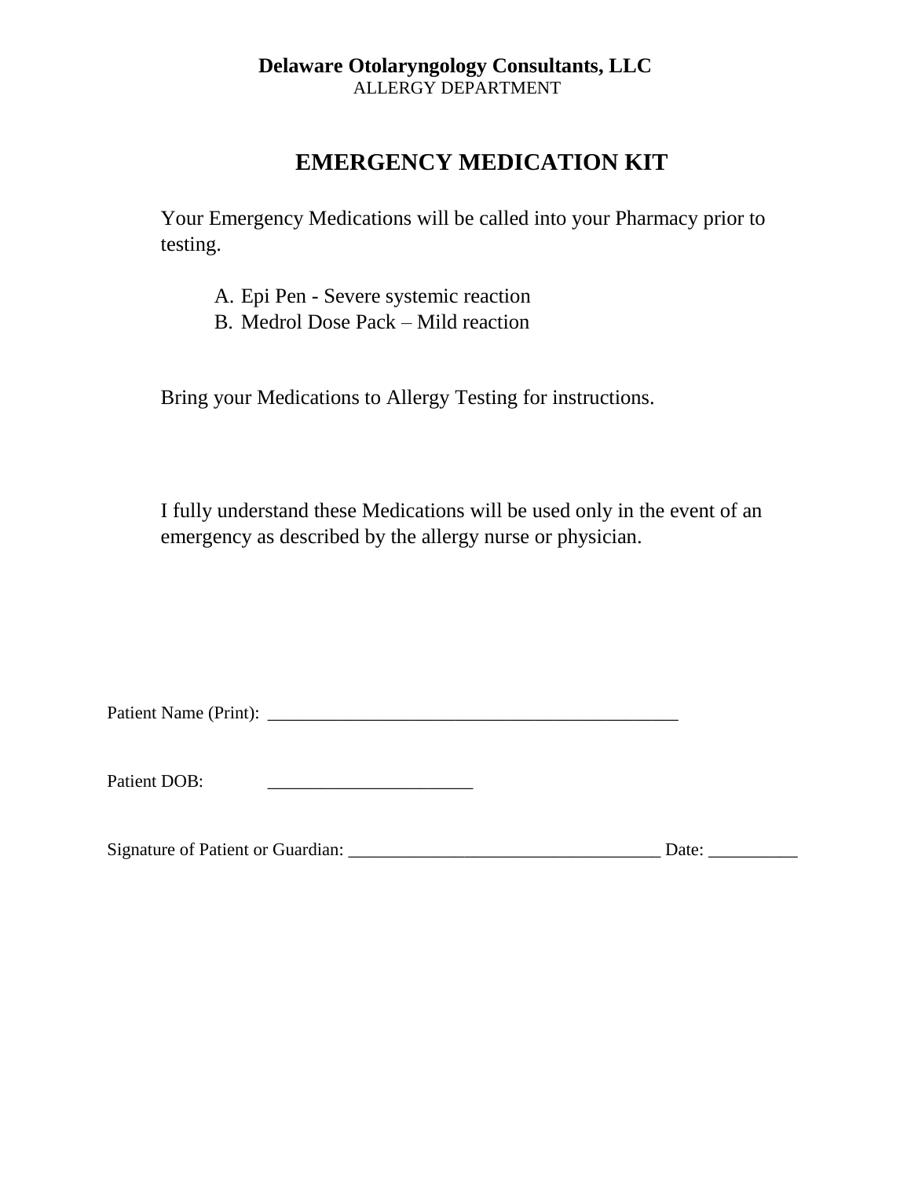**Delaware Otolaryngology Consultants, LLC**
ALLERGY DEPARTMENT

# EMERGENCY MEDICATION KIT

Your Emergency Medications will be called into your Pharmacy prior to testing.

A. Epi Pen - Severe systemic reaction
B. Medrol Dose Pack – Mild reaction

Bring your Medications to Allergy Testing for instructions.

I fully understand these Medications will be used only in the event of an emergency as described by the allergy nurse or physician.

Patient Name (Print): _______________________________________________

Patient DOB: ______________________

Signature of Patient or Guardian: ___________________________________ Date: __________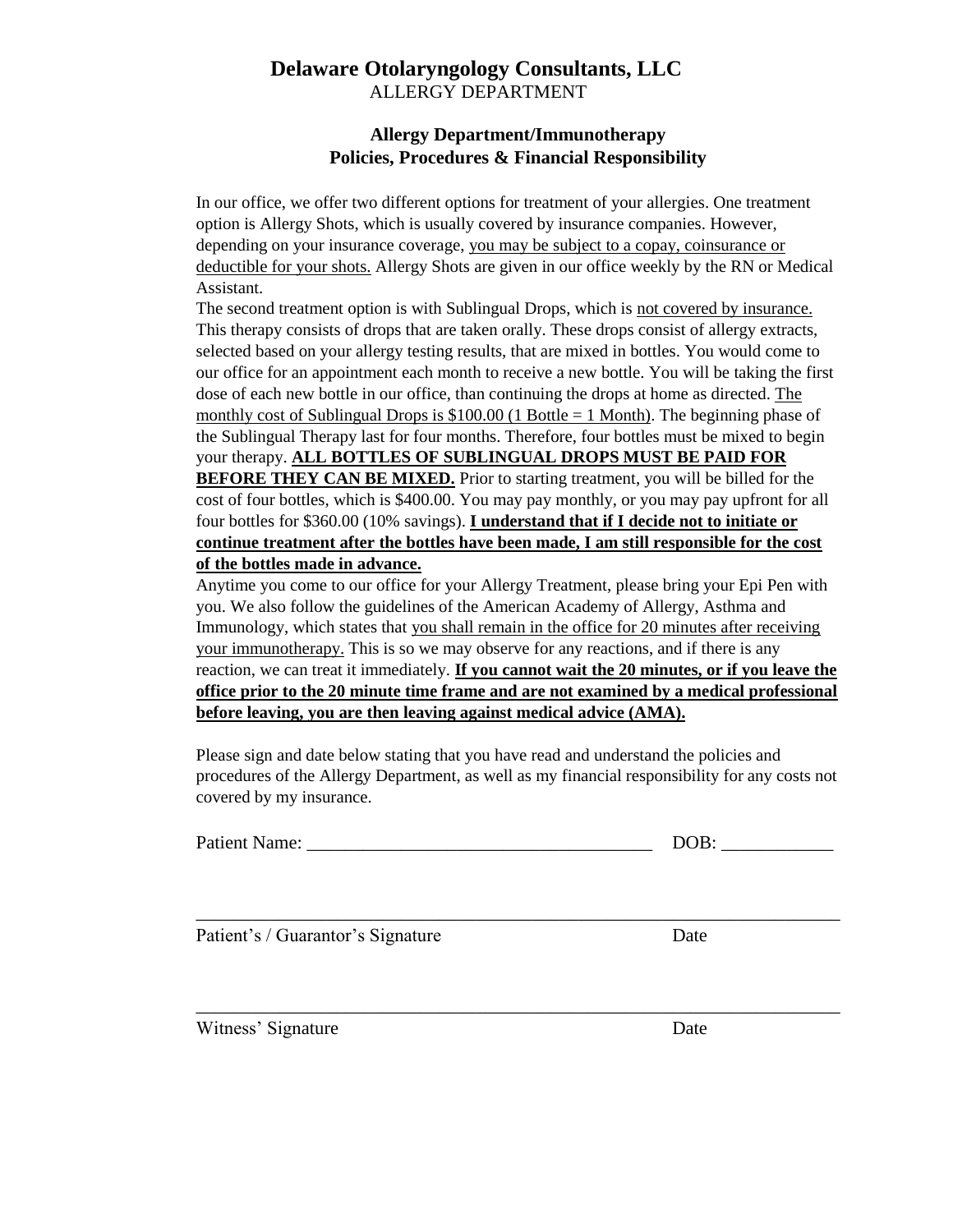# Delaware Otolaryngology Consultants, LLC

ALLERGY DEPARTMENT

## Allergy Department/Immunotherapy
## Policies, Procedures & Financial Responsibility

In our office, we offer two different options for treatment of your allergies. One treatment option is Allergy Shots, which is usually covered by insurance companies. However, depending on your insurance coverage, <u>you may be subject to a copay, coinsurance or deductible for your shots.</u> Allergy Shots are given in our office weekly by the RN or Medical Assistant.

The second treatment option is with Sublingual Drops, which is <u>not covered by insurance.</u> This therapy consists of drops that are taken orally. These drops consist of allergy extracts, selected based on your allergy testing results, that are mixed in bottles. You would come to our office for an appointment each month to receive a new bottle. You will be taking the first dose of each new bottle in our office, than continuing the drops at home as directed. <u>The monthly cost of Sublingual Drops is $100.00 (1 Bottle = 1 Month)</u>. The beginning phase of the Sublingual Therapy last for four months. Therefore, four bottles must be mixed to begin your therapy. **<u>ALL BOTTLES OF SUBLINGUAL DROPS MUST BE PAID FOR BEFORE THEY CAN BE MIXED.</u>** Prior to starting treatment, you will be billed for the cost of four bottles, which is $400.00. You may pay monthly, or you may pay upfront for all four bottles for $360.00 (10% savings). **<u>I understand that if I decide not to initiate or continue treatment after the bottles have been made, I am still responsible for the cost of the bottles made in advance.</u>**

Anytime you come to our office for your Allergy Treatment, please bring your Epi Pen with you. We also follow the guidelines of the American Academy of Allergy, Asthma and Immunology, which states that <u>you shall remain in the office for 20 minutes after receiving your immunotherapy.</u> This is so we may observe for any reactions, and if there is any reaction, we can treat it immediately. **<u>If you cannot wait the 20 minutes, or if you leave the office prior to the 20 minute time frame and are not examined by a medical professional before leaving, you are then leaving against medical advice (AMA).</u>**

Please sign and date below stating that you have read and understand the policies and procedures of the Allergy Department, as well as my financial responsibility for any costs not covered by my insurance.

Patient Name: _____________________________________ DOB: ____________

_______________________________________________________________________

Patient's / Guarantor's Signature Date

_______________________________________________________________________

Witness' Signature Date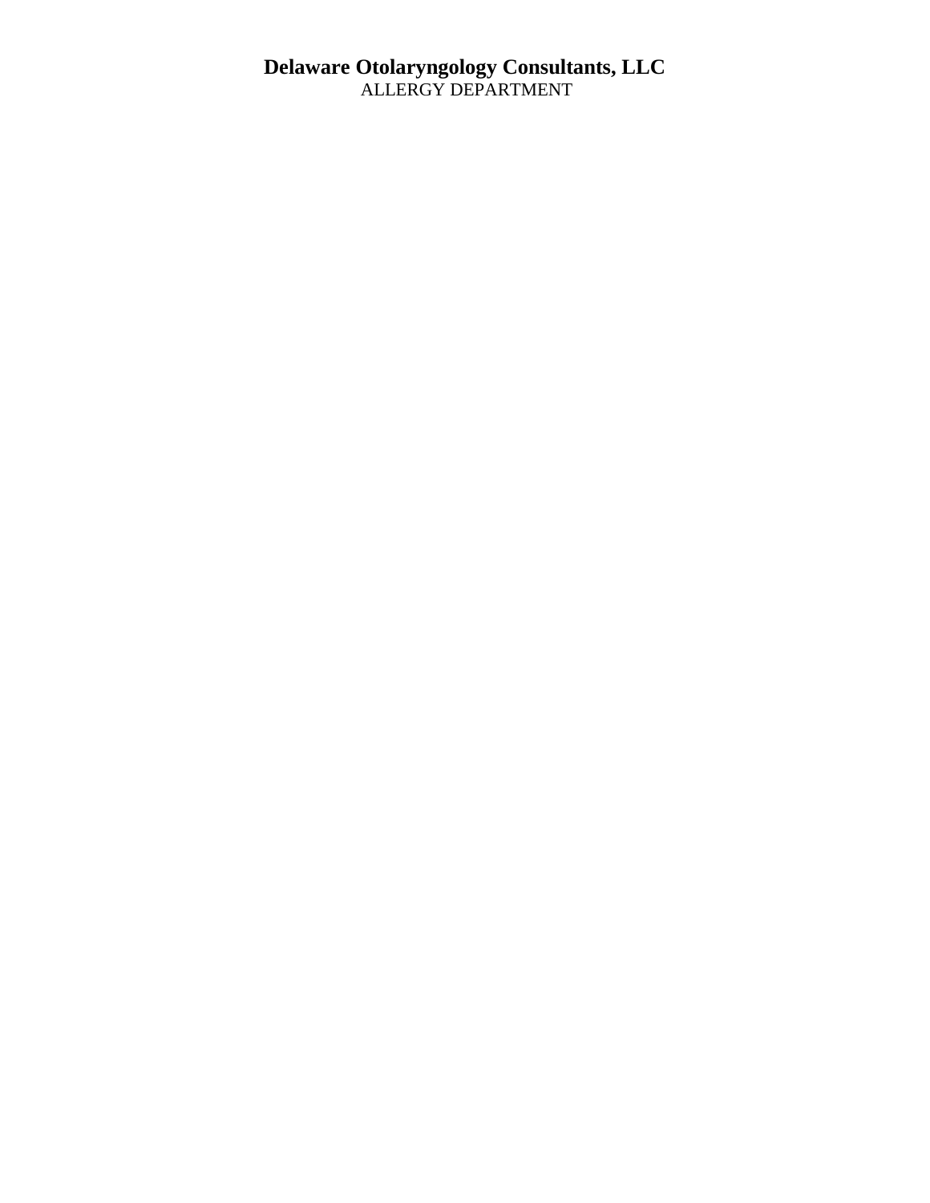**Delaware Otolaryngology Consultants, LLC**

ALLERGY DEPARTMENT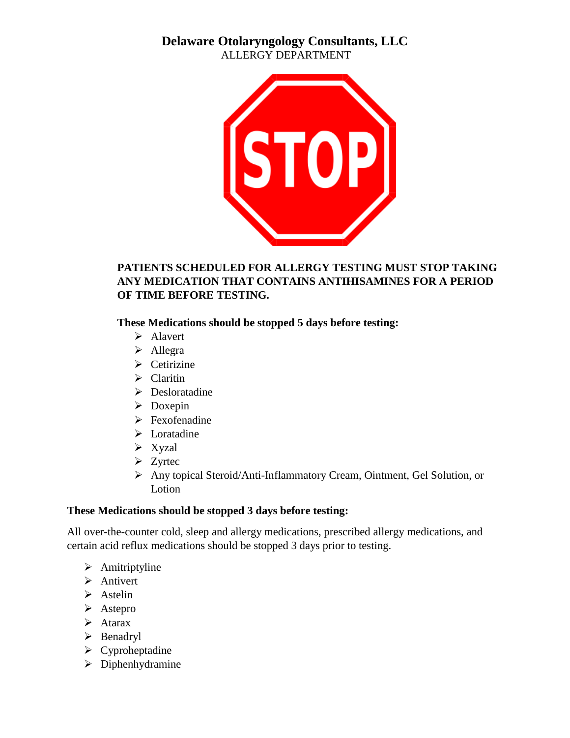# Delaware Otolaryngology Consultants, LLC

ALLERGY DEPARTMENT

STOP

**PATIENTS SCHEDULED FOR ALLERGY TESTING MUST STOP TAKING ANY MEDICATION THAT CONTAINS ANTIHISAMINES FOR A PERIOD OF TIME BEFORE TESTING.**

**These Medications should be stopped 5 days before testing:**

- Alavert
- Allegra
- Cetirizine
- Claritin
- Desloratadine
- Doxepin
- Fexofenadine
- Loratadine
- Xyzal
- Zyrtec
- Any topical Steroid/Anti-Inflammatory Cream, Ointment, Gel Solution, or Lotion

**These Medications should be stopped 3 days before testing:**

All over-the-counter cold, sleep and allergy medications, prescribed allergy medications, and certain acid reflux medications should be stopped 3 days prior to testing.

- Amitriptyline
- Antivert
- Astelin
- Astepro
- Atarax
- Benadryl
- Cyproheptadine
- Diphenhydramine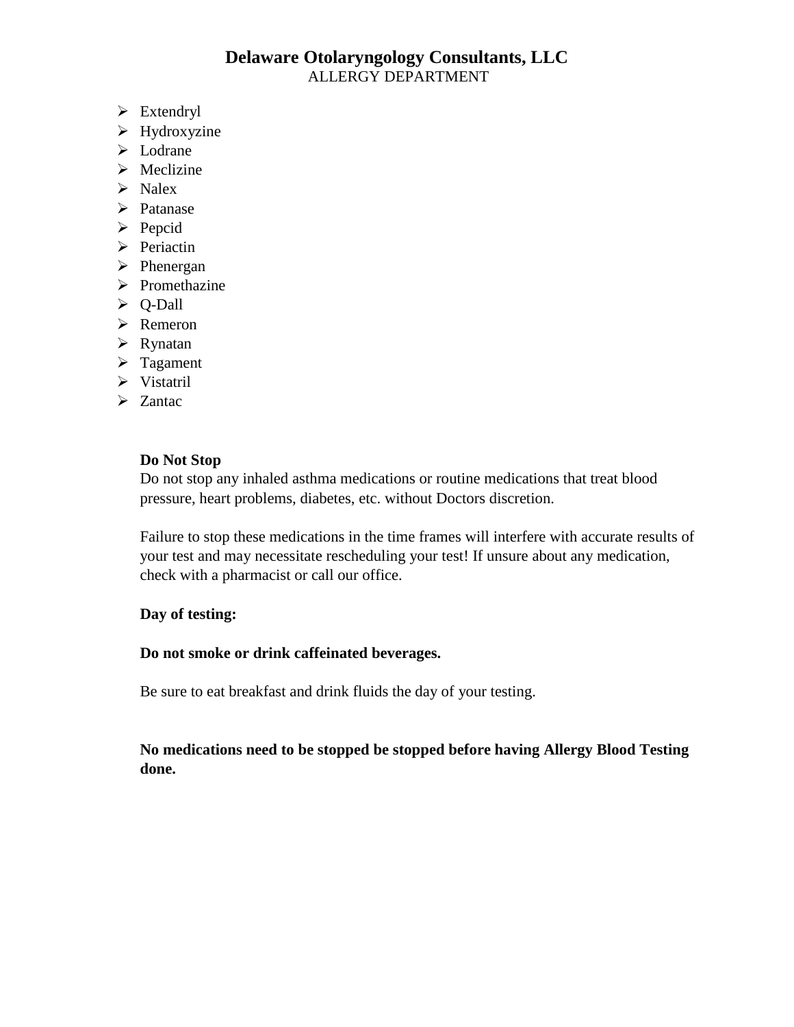# Delaware Otolaryngology Consultants, LLC

ALLERGY DEPARTMENT

- Extendryl
- Hydroxyzine
- Lodrane
- Meclizine
- Nalex
- Patanase
- Pepcid
- Periactin
- Phenergan
- Promethazine
- Q-Dall
- Remeron
- Rynatan
- Tagament
- Vistatril
- Zantac

**Do Not Stop**

Do not stop any inhaled asthma medications or routine medications that treat blood pressure, heart problems, diabetes, etc. without Doctors discretion.

Failure to stop these medications in the time frames will interfere with accurate results of your test and may necessitate rescheduling your test! If unsure about any medication, check with a pharmacist or call our office.

**Day of testing:**

**Do not smoke or drink caffeinated beverages.**

Be sure to eat breakfast and drink fluids the day of your testing.

**No medications need to be stopped be stopped before having Allergy Blood Testing done.**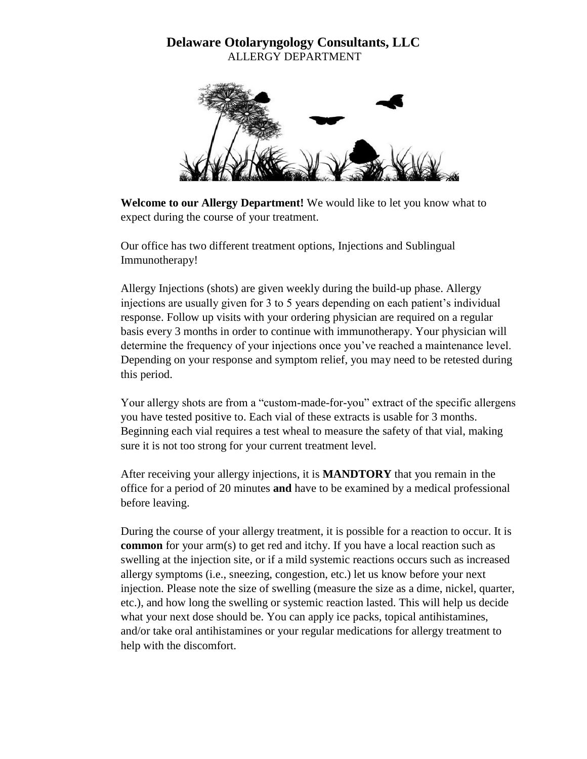# Delaware Otolaryngology Consultants, LLC

ALLERGY DEPARTMENT

**Welcome to our Allergy Department!** We would like to let you know what to expect during the course of your treatment.

Our office has two different treatment options, Injections and Sublingual Immunotherapy!

Allergy Injections (shots) are given weekly during the build-up phase. Allergy injections are usually given for 3 to 5 years depending on each patient's individual response. Follow up visits with your ordering physician are required on a regular basis every 3 months in order to continue with immunotherapy. Your physician will determine the frequency of your injections once you've reached a maintenance level. Depending on your response and symptom relief, you may need to be retested during this period.

Your allergy shots are from a "custom-made-for-you" extract of the specific allergens you have tested positive to. Each vial of these extracts is usable for 3 months. Beginning each vial requires a test wheal to measure the safety of that vial, making sure it is not too strong for your current treatment level.

After receiving your allergy injections, it is **MANDTORY** that you remain in the office for a period of 20 minutes **and** have to be examined by a medical professional before leaving.

During the course of your allergy treatment, it is possible for a reaction to occur. It is **common** for your arm(s) to get red and itchy. If you have a local reaction such as swelling at the injection site, or if a mild systemic reactions occurs such as increased allergy symptoms (i.e., sneezing, congestion, etc.) let us know before your next injection. Please note the size of swelling (measure the size as a dime, nickel, quarter, etc.), and how long the swelling or systemic reaction lasted. This will help us decide what your next dose should be. You can apply ice packs, topical antihistamines, and/or take oral antihistamines or your regular medications for allergy treatment to help with the discomfort.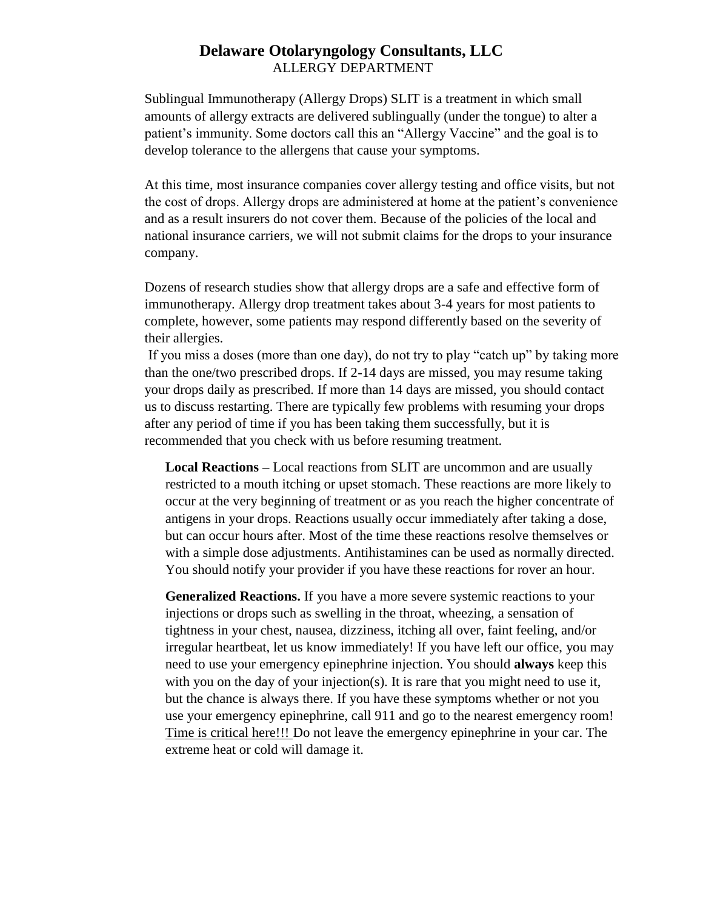# Delaware Otolaryngology Consultants, LLC

ALLERGY DEPARTMENT

Sublingual Immunotherapy (Allergy Drops) SLIT is a treatment in which small amounts of allergy extracts are delivered sublingually (under the tongue) to alter a patient's immunity. Some doctors call this an "Allergy Vaccine" and the goal is to develop tolerance to the allergens that cause your symptoms.

At this time, most insurance companies cover allergy testing and office visits, but not the cost of drops. Allergy drops are administered at home at the patient's convenience and as a result insurers do not cover them. Because of the policies of the local and national insurance carriers, we will not submit claims for the drops to your insurance company.

Dozens of research studies show that allergy drops are a safe and effective form of immunotherapy. Allergy drop treatment takes about 3-4 years for most patients to complete, however, some patients may respond differently based on the severity of their allergies.

If you miss a doses (more than one day), do not try to play "catch up" by taking more than the one/two prescribed drops. If 2-14 days are missed, you may resume taking your drops daily as prescribed. If more than 14 days are missed, you should contact us to discuss restarting. There are typically few problems with resuming your drops after any period of time if you has been taking them successfully, but it is recommended that you check with us before resuming treatment.

**Local Reactions –** Local reactions from SLIT are uncommon and are usually restricted to a mouth itching or upset stomach. These reactions are more likely to occur at the very beginning of treatment or as you reach the higher concentrate of antigens in your drops. Reactions usually occur immediately after taking a dose, but can occur hours after. Most of the time these reactions resolve themselves or with a simple dose adjustments. Antihistamines can be used as normally directed. You should notify your provider if you have these reactions for rover an hour.

**Generalized Reactions.** If you have a more severe systemic reactions to your injections or drops such as swelling in the throat, wheezing, a sensation of tightness in your chest, nausea, dizziness, itching all over, faint feeling, and/or irregular heartbeat, let us know immediately! If you have left our office, you may need to use your emergency epinephrine injection. You should **always** keep this with you on the day of your injection(s). It is rare that you might need to use it, but the chance is always there. If you have these symptoms whether or not you use your emergency epinephrine, call 911 and go to the nearest emergency room! <u>Time is critical here!!!</u> Do not leave the emergency epinephrine in your car. The extreme heat or cold will damage it.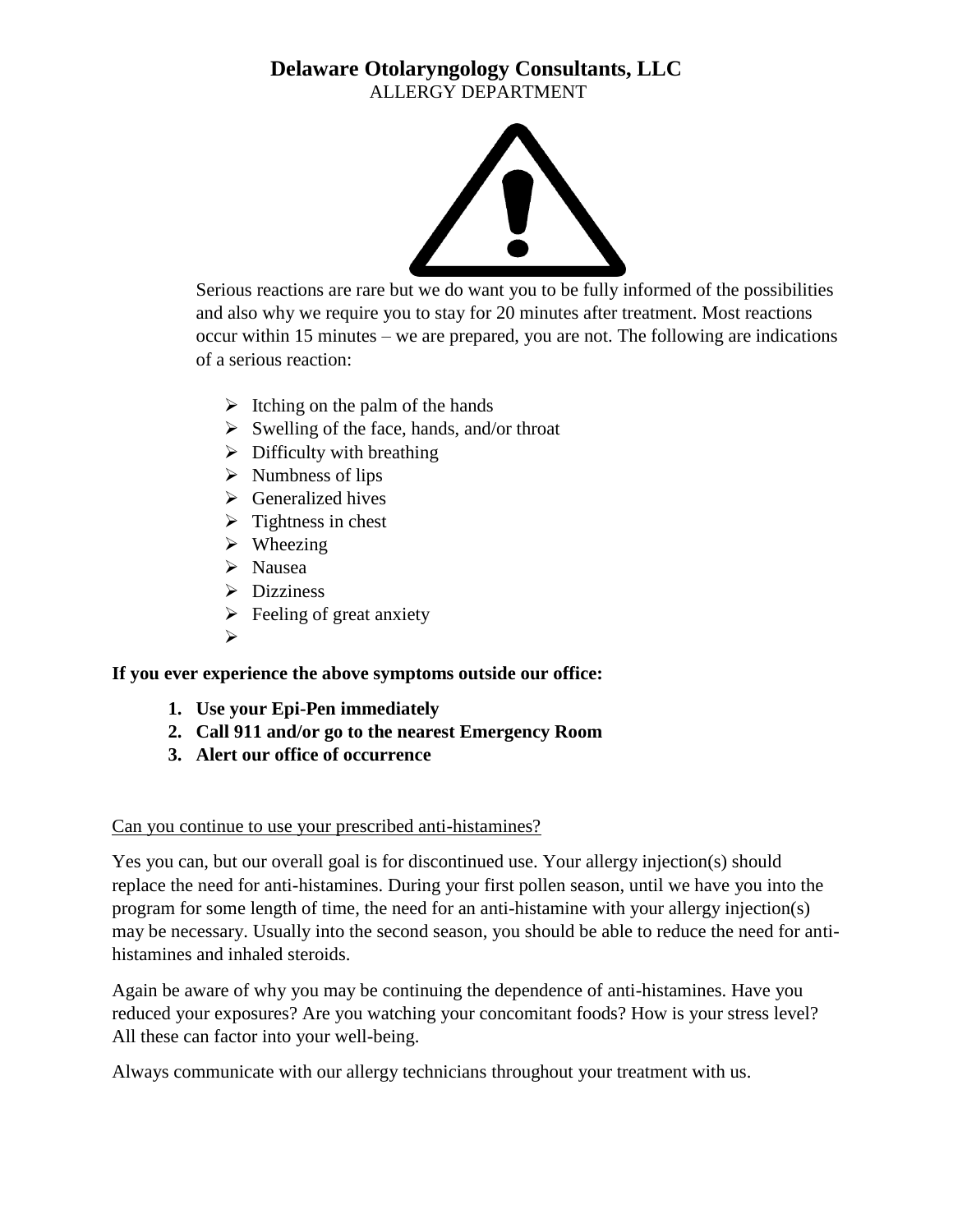# Delaware Otolaryngology Consultants, LLC

ALLERGY DEPARTMENT

Serious reactions are rare but we do want you to be fully informed of the possibilities and also why we require you to stay for 20 minutes after treatment. Most reactions occur within 15 minutes – we are prepared, you are not. The following are indications of a serious reaction:

- Itching on the palm of the hands
- Swelling of the face, hands, and/or throat
- Difficulty with breathing
- Numbness of lips
- Generalized hives
- Tightness in chest
- Wheezing
- Nausea
- Dizziness
- Feeling of great anxiety

**If you ever experience the above symptoms outside our office:**

1. **Use your Epi-Pen immediately**
2. **Call 911 and/or go to the nearest Emergency Room**
3. **Alert our office of occurrence**

<u>Can you continue to use your prescribed anti-histamines?</u>

Yes you can, but our overall goal is for discontinued use. Your allergy injection(s) should replace the need for anti-histamines. During your first pollen season, until we have you into the program for some length of time, the need for an anti-histamine with your allergy injection(s) may be necessary. Usually into the second season, you should be able to reduce the need for anti-histamines and inhaled steroids.

Again be aware of why you may be continuing the dependence of anti-histamines. Have you reduced your exposures? Are you watching your concomitant foods? How is your stress level? All these can factor into your well-being.

Always communicate with our allergy technicians throughout your treatment with us.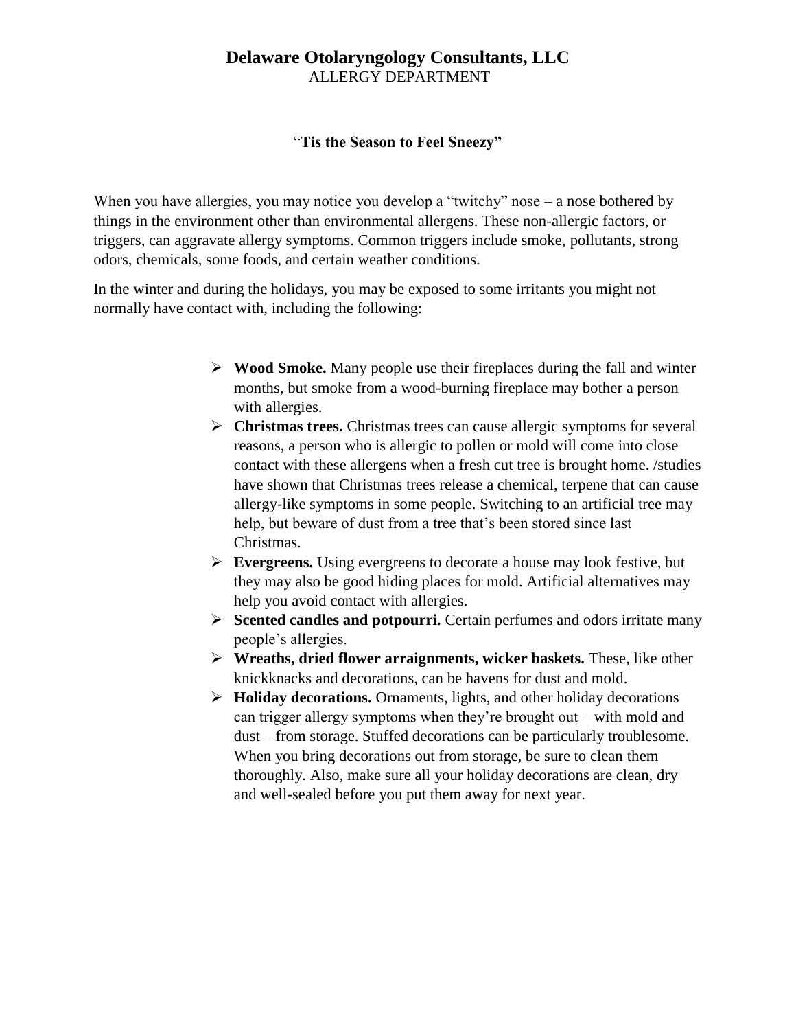# Delaware Otolaryngology Consultants, LLC

ALLERGY DEPARTMENT

**"Tis the Season to Feel Sneezy"**

When you have allergies, you may notice you develop a "twitchy" nose – a nose bothered by things in the environment other than environmental allergens. These non-allergic factors, or triggers, can aggravate allergy symptoms. Common triggers include smoke, pollutants, strong odors, chemicals, some foods, and certain weather conditions.

In the winter and during the holidays, you may be exposed to some irritants you might not normally have contact with, including the following:

- **Wood Smoke.** Many people use their fireplaces during the fall and winter months, but smoke from a wood-burning fireplace may bother a person with allergies.
- **Christmas trees.** Christmas trees can cause allergic symptoms for several reasons, a person who is allergic to pollen or mold will come into close contact with these allergens when a fresh cut tree is brought home. /studies have shown that Christmas trees release a chemical, terpene that can cause allergy-like symptoms in some people. Switching to an artificial tree may help, but beware of dust from a tree that's been stored since last Christmas.
- **Evergreens.** Using evergreens to decorate a house may look festive, but they may also be good hiding places for mold. Artificial alternatives may help you avoid contact with allergies.
- **Scented candles and potpourri.** Certain perfumes and odors irritate many people's allergies.
- **Wreaths, dried flower arraignments, wicker baskets.** These, like other knickknacks and decorations, can be havens for dust and mold.
- **Holiday decorations.** Ornaments, lights, and other holiday decorations can trigger allergy symptoms when they're brought out – with mold and dust – from storage. Stuffed decorations can be particularly troublesome. When you bring decorations out from storage, be sure to clean them thoroughly. Also, make sure all your holiday decorations are clean, dry and well-sealed before you put them away for next year.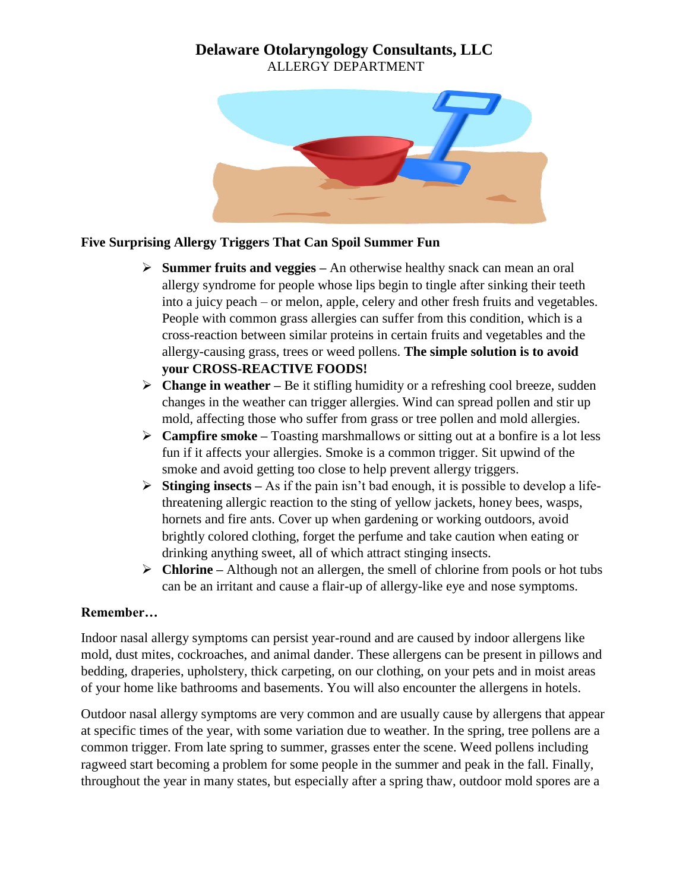# Delaware Otolaryngology Consultants, LLC

ALLERGY DEPARTMENT

**Five Surprising Allergy Triggers That Can Spoil Summer Fun**

- **Summer fruits and veggies –** An otherwise healthy snack can mean an oral allergy syndrome for people whose lips begin to tingle after sinking their teeth into a juicy peach – or melon, apple, celery and other fresh fruits and vegetables. People with common grass allergies can suffer from this condition, which is a cross-reaction between similar proteins in certain fruits and vegetables and the allergy-causing grass, trees or weed pollens. **The simple solution is to avoid your CROSS-REACTIVE FOODS!**
- **Change in weather –** Be it stifling humidity or a refreshing cool breeze, sudden changes in the weather can trigger allergies. Wind can spread pollen and stir up mold, affecting those who suffer from grass or tree pollen and mold allergies.
- **Campfire smoke –** Toasting marshmallows or sitting out at a bonfire is a lot less fun if it affects your allergies. Smoke is a common trigger. Sit upwind of the smoke and avoid getting too close to help prevent allergy triggers.
- **Stinging insects –** As if the pain isn't bad enough, it is possible to develop a life-threatening allergic reaction to the sting of yellow jackets, honey bees, wasps, hornets and fire ants. Cover up when gardening or working outdoors, avoid brightly colored clothing, forget the perfume and take caution when eating or drinking anything sweet, all of which attract stinging insects.
- **Chlorine –** Although not an allergen, the smell of chlorine from pools or hot tubs can be an irritant and cause a flair-up of allergy-like eye and nose symptoms.

**Remember…**

Indoor nasal allergy symptoms can persist year-round and are caused by indoor allergens like mold, dust mites, cockroaches, and animal dander. These allergens can be present in pillows and bedding, draperies, upholstery, thick carpeting, on our clothing, on your pets and in moist areas of your home like bathrooms and basements. You will also encounter the allergens in hotels.

Outdoor nasal allergy symptoms are very common and are usually cause by allergens that appear at specific times of the year, with some variation due to weather. In the spring, tree pollens are a common trigger. From late spring to summer, grasses enter the scene. Weed pollens including ragweed start becoming a problem for some people in the summer and peak in the fall. Finally, throughout the year in many states, but especially after a spring thaw, outdoor mold spores are a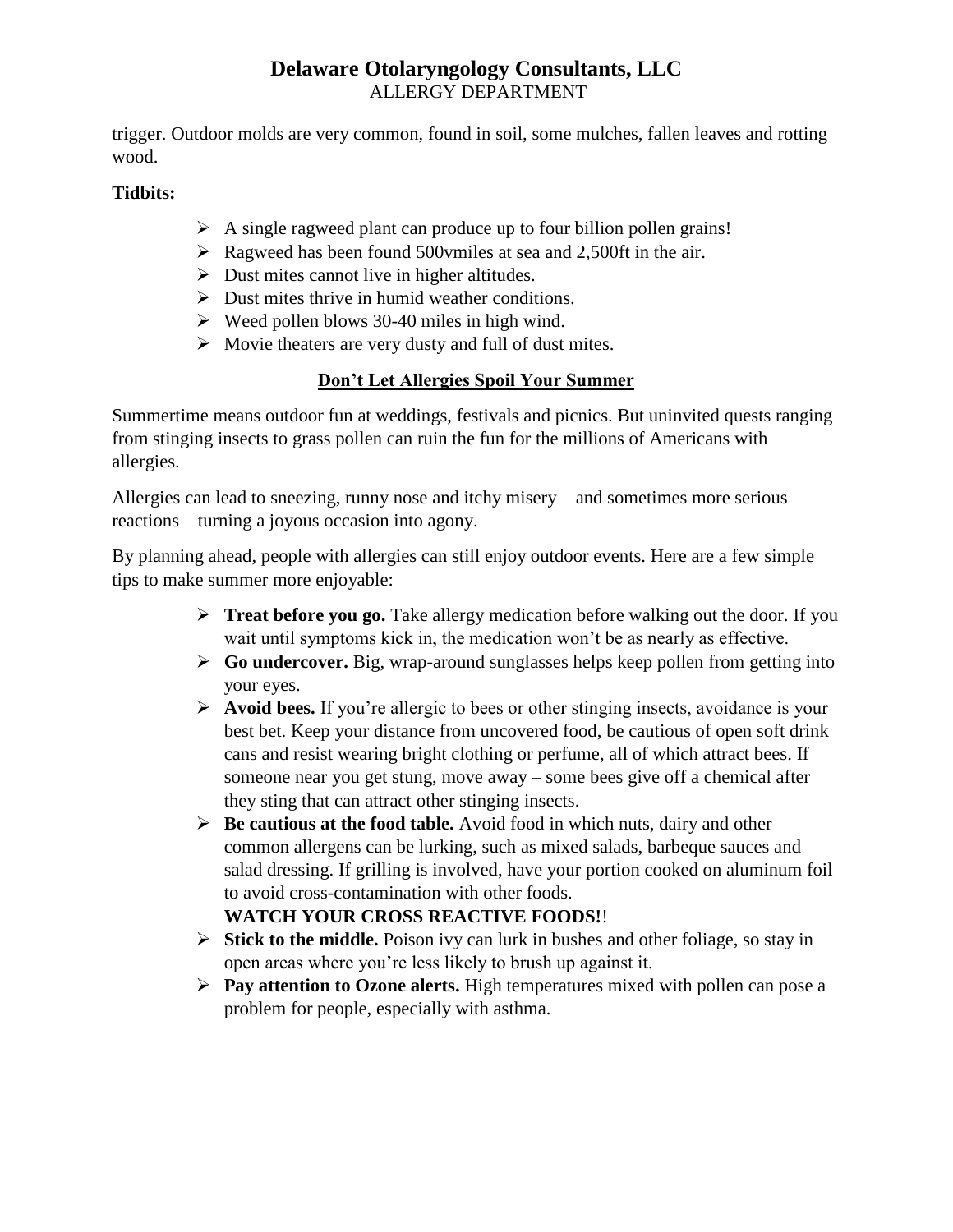trigger. Outdoor molds are very common, found in soil, some mulches, fallen leaves and rotting wood.

**Tidbits:**

- A single ragweed plant can produce up to four billion pollen grains!
- Ragweed has been found 500vmiles at sea and 2,500ft in the air.
- Dust mites cannot live in higher altitudes.
- Dust mites thrive in humid weather conditions.
- Weed pollen blows 30-40 miles in high wind.
- Movie theaters are very dusty and full of dust mites.

## Don't Let Allergies Spoil Your Summer

Summertime means outdoor fun at weddings, festivals and picnics. But uninvited quests ranging from stinging insects to grass pollen can ruin the fun for the millions of Americans with allergies.

Allergies can lead to sneezing, runny nose and itchy misery – and sometimes more serious reactions – turning a joyous occasion into agony.

By planning ahead, people with allergies can still enjoy outdoor events. Here are a few simple tips to make summer more enjoyable:

- **Treat before you go.** Take allergy medication before walking out the door. If you wait until symptoms kick in, the medication won't be as nearly as effective.
- **Go undercover.** Big, wrap-around sunglasses helps keep pollen from getting into your eyes.
- **Avoid bees.** If you're allergic to bees or other stinging insects, avoidance is your best bet. Keep your distance from uncovered food, be cautious of open soft drink cans and resist wearing bright clothing or perfume, all of which attract bees. If someone near you get stung, move away – some bees give off a chemical after they sting that can attract other stinging insects.
- **Be cautious at the food table.** Avoid food in which nuts, dairy and other common allergens can be lurking, such as mixed salads, barbeque sauces and salad dressing. If grilling is involved, have your portion cooked on aluminum foil to avoid cross-contamination with other foods.
  **WATCH YOUR CROSS REACTIVE FOODS!**!
- **Stick to the middle.** Poison ivy can lurk in bushes and other foliage, so stay in open areas where you're less likely to brush up against it.
- **Pay attention to Ozone alerts.** High temperatures mixed with pollen can pose a problem for people, especially with asthma.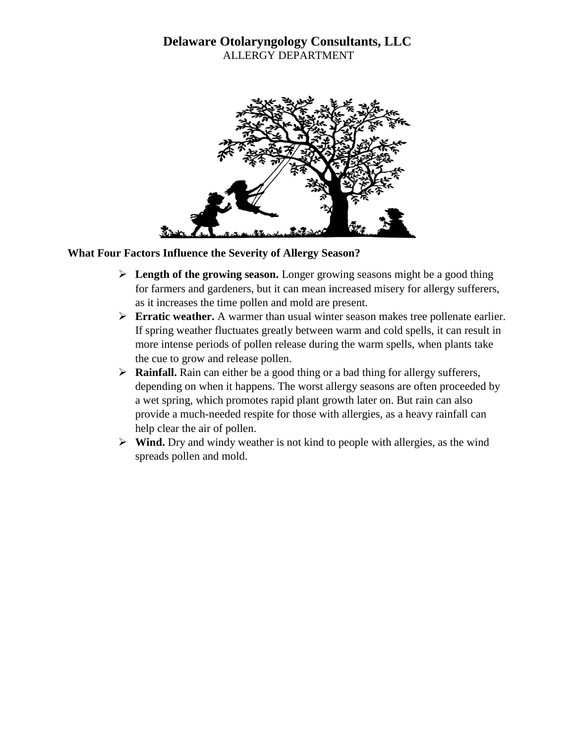**Delaware Otolaryngology Consultants, LLC**
ALLERGY DEPARTMENT

**What Four Factors Influence the Severity of Allergy Season?**

- **Length of the growing season.** Longer growing seasons might be a good thing for farmers and gardeners, but it can mean increased misery for allergy sufferers, as it increases the time pollen and mold are present.
- **Erratic weather.** A warmer than usual winter season makes tree pollenate earlier. If spring weather fluctuates greatly between warm and cold spells, it can result in more intense periods of pollen release during the warm spells, when plants take the cue to grow and release pollen.
- **Rainfall.** Rain can either be a good thing or a bad thing for allergy sufferers, depending on when it happens. The worst allergy seasons are often proceeded by a wet spring, which promotes rapid plant growth later on. But rain can also provide a much-needed respite for those with allergies, as a heavy rainfall can help clear the air of pollen.
- **Wind.** Dry and windy weather is not kind to people with allergies, as the wind spreads pollen and mold.